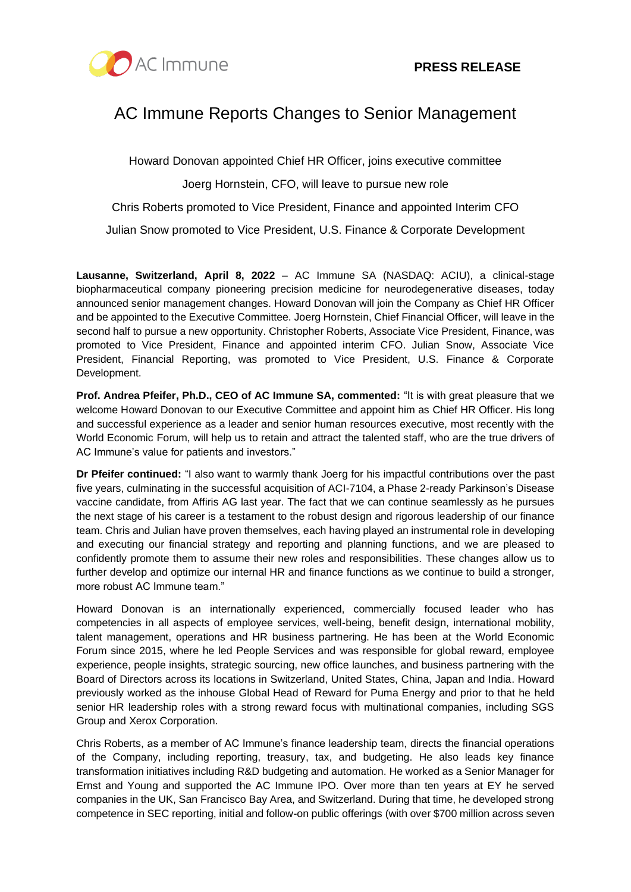**PRESS RELEASE**

# AC Immune Reports Changes to Senior Management

Howard Donovan appointed Chief HR Officer, joins executive committee

Joerg Hornstein, CFO, will leave to pursue new role

Chris Roberts promoted to Vice President, Finance and appointed Interim CFO

Julian Snow promoted to Vice President, U.S. Finance & Corporate Development

**Lausanne, Switzerland, April 8, 2022** – AC Immune SA (NASDAQ: ACIU), a clinical-stage biopharmaceutical company pioneering precision medicine for neurodegenerative diseases, today announced senior management changes. Howard Donovan will join the Company as Chief HR Officer and be appointed to the Executive Committee. Joerg Hornstein, Chief Financial Officer, will leave in the second half to pursue a new opportunity. Christopher Roberts, Associate Vice President, Finance, was promoted to Vice President, Finance and appointed interim CFO. Julian Snow, Associate Vice President, Financial Reporting, was promoted to Vice President, U.S. Finance & Corporate Development.

**Prof. Andrea Pfeifer, Ph.D., CEO of AC Immune SA, commented:** "It is with great pleasure that we welcome Howard Donovan to our Executive Committee and appoint him as Chief HR Officer. His long and successful experience as a leader and senior human resources executive, most recently with the World Economic Forum, will help us to retain and attract the talented staff, who are the true drivers of AC Immune's value for patients and investors."

**Dr Pfeifer continued:** "I also want to warmly thank Joerg for his impactful contributions over the past five years, culminating in the successful acquisition of ACI-7104, a Phase 2-ready Parkinson's Disease vaccine candidate, from Affiris AG last year. The fact that we can continue seamlessly as he pursues the next stage of his career is a testament to the robust design and rigorous leadership of our finance team. Chris and Julian have proven themselves, each having played an instrumental role in developing and executing our financial strategy and reporting and planning functions, and we are pleased to confidently promote them to assume their new roles and responsibilities. These changes allow us to further develop and optimize our internal HR and finance functions as we continue to build a stronger, more robust AC Immune team."

Howard Donovan is an internationally experienced, commercially focused leader who has competencies in all aspects of employee services, well-being, benefit design, international mobility, talent management, operations and HR business partnering. He has been at the World Economic Forum since 2015, where he led People Services and was responsible for global reward, employee experience, people insights, strategic sourcing, new office launches, and business partnering with the Board of Directors across its locations in Switzerland, United States, China, Japan and India. Howard previously worked as the inhouse Global Head of Reward for Puma Energy and prior to that he held senior HR leadership roles with a strong reward focus with multinational companies, including SGS Group and Xerox Corporation.

Chris Roberts, as a member of AC Immune's finance leadership team, directs the financial operations of the Company, including reporting, treasury, tax, and budgeting. He also leads key finance transformation initiatives including R&D budgeting and automation. He worked as a Senior Manager for Ernst and Young and supported the AC Immune IPO. Over more than ten years at EY he served companies in the UK, San Francisco Bay Area, and Switzerland. During that time, he developed strong competence in SEC reporting, initial and follow-on public offerings (with over $700 million across seven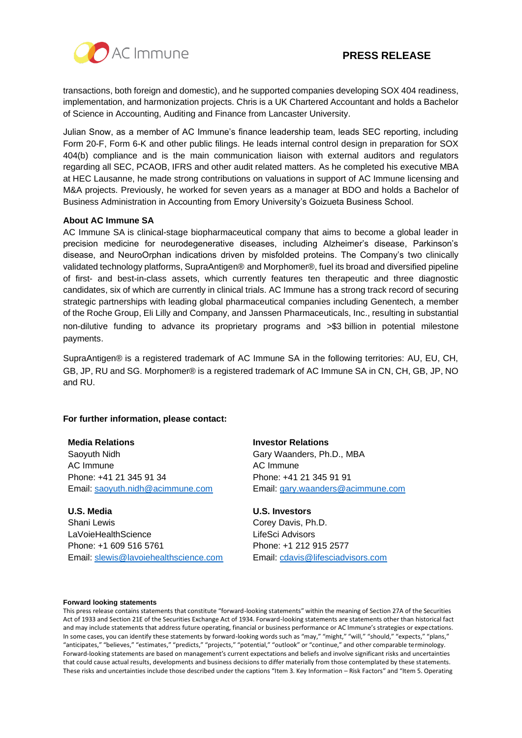transactions, both foreign and domestic), and he supported companies developing SOX 404 readiness, implementation, and harmonization projects. Chris is a UK Chartered Accountant and holds a Bachelor of Science in Accounting, Auditing and Finance from Lancaster University.

Julian Snow, as a member of AC Immune's finance leadership team, leads SEC reporting, including Form 20-F, Form 6-K and other public filings. He leads internal control design in preparation for SOX 404(b) compliance and is the main communication liaison with external auditors and regulators regarding all SEC, PCAOB, IFRS and other audit related matters. As he completed his executive MBA at HEC Lausanne, he made strong contributions on valuations in support of AC Immune licensing and M&A projects. Previously, he worked for seven years as a manager at BDO and holds a Bachelor of Business Administration in Accounting from Emory University's Goizueta Business School.

**About AC Immune SA**

AC Immune SA is clinical-stage biopharmaceutical company that aims to become a global leader in precision medicine for neurodegenerative diseases, including Alzheimer's disease, Parkinson's disease, and NeuroOrphan indications driven by misfolded proteins. The Company's two clinically validated technology platforms, SupraAntigen® and Morphomer®, fuel its broad and diversified pipeline of first- and best-in-class assets, which currently features ten therapeutic and three diagnostic candidates, six of which are currently in clinical trials. AC Immune has a strong track record of securing strategic partnerships with leading global pharmaceutical companies including Genentech, a member of the Roche Group, Eli Lilly and Company, and Janssen Pharmaceuticals, Inc., resulting in substantial non-dilutive funding to advance its proprietary programs and >$3 billion in potential milestone payments.

SupraAntigen® is a registered trademark of AC Immune SA in the following territories: AU, EU, CH, GB, JP, RU and SG. Morphomer® is a registered trademark of AC Immune SA in CN, CH, GB, JP, NO and RU.

**For further information, please contact:**

**Media Relations**
Saoyuth Nidh
AC Immune
Phone: +41 21 345 91 34
Email: saoyuth.nidh@acimmune.com

**Investor Relations**
Gary Waanders, Ph.D., MBA
AC Immune
Phone: +41 21 345 91 91
Email: gary.waanders@acimmune.com

**U.S. Media**
Shani Lewis
LaVoieHealthScience
Phone: +1 609 516 5761
Email: slewis@lavoiehealthscience.com

**U.S. Investors**
Corey Davis, Ph.D.
LifeSci Advisors
Phone: +1 212 915 2577
Email: cdavis@lifesciadvisors.com

**Forward looking statements**

This press release contains statements that constitute "forward-looking statements" within the meaning of Section 27A of the Securities Act of 1933 and Section 21E of the Securities Exchange Act of 1934. Forward-looking statements are statements other than historical fact and may include statements that address future operating, financial or business performance or AC Immune's strategies or expectations. In some cases, you can identify these statements by forward-looking words such as "may," "might," "will," "should," "expects," "plans," "anticipates," "believes," "estimates," "predicts," "projects," "potential," "outlook" or "continue," and other comparable terminology. Forward-looking statements are based on management's current expectations and beliefs and involve significant risks and uncertainties that could cause actual results, developments and business decisions to differ materially from those contemplated by these statements. These risks and uncertainties include those described under the captions "Item 3. Key Information – Risk Factors" and "Item 5. Operating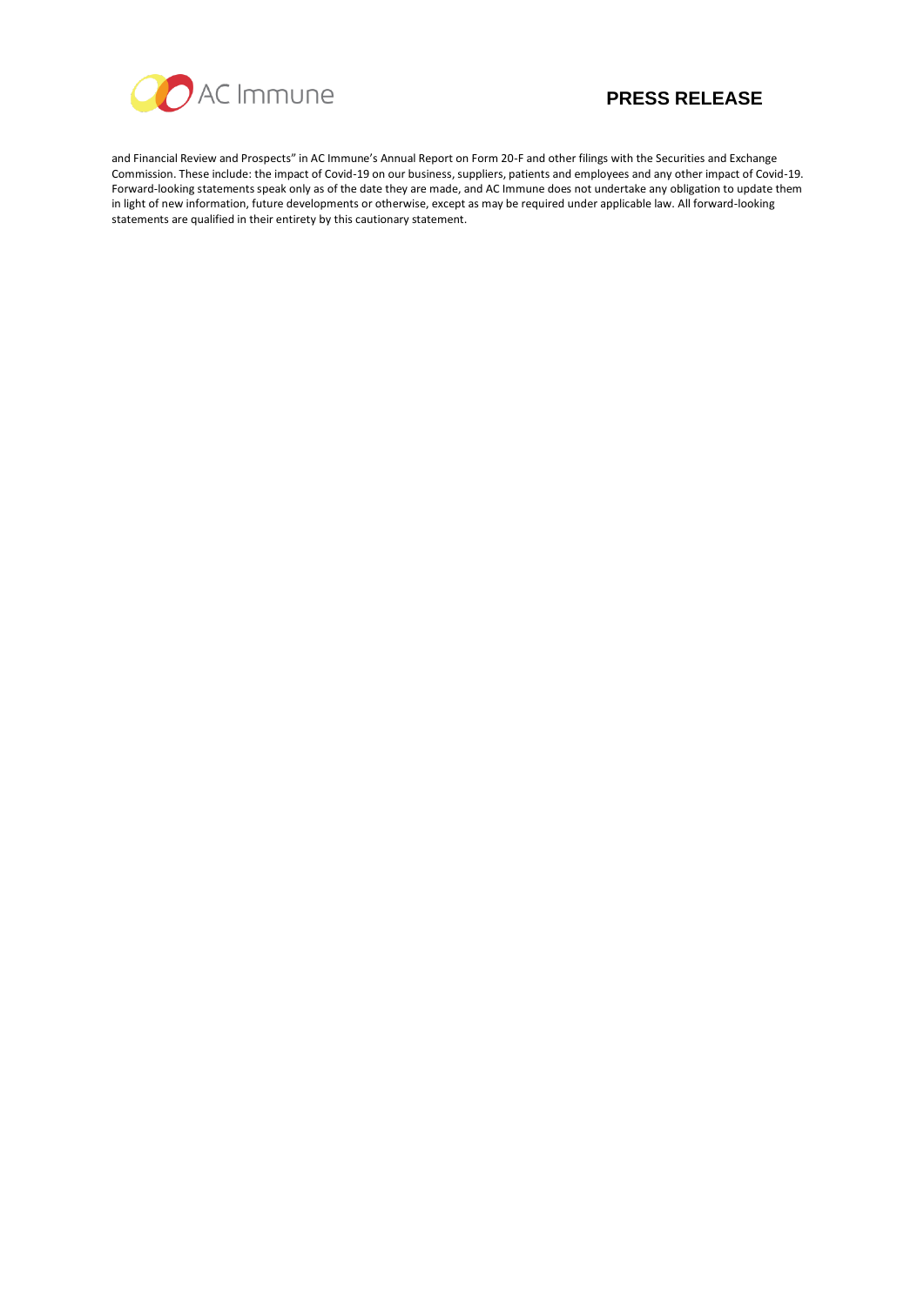and Financial Review and Prospects" in AC Immune's Annual Report on Form 20-F and other filings with the Securities and Exchange Commission. These include: the impact of Covid-19 on our business, suppliers, patients and employees and any other impact of Covid-19. Forward-looking statements speak only as of the date they are made, and AC Immune does not undertake any obligation to update them in light of new information, future developments or otherwise, except as may be required under applicable law. All forward-looking statements are qualified in their entirety by this cautionary statement.